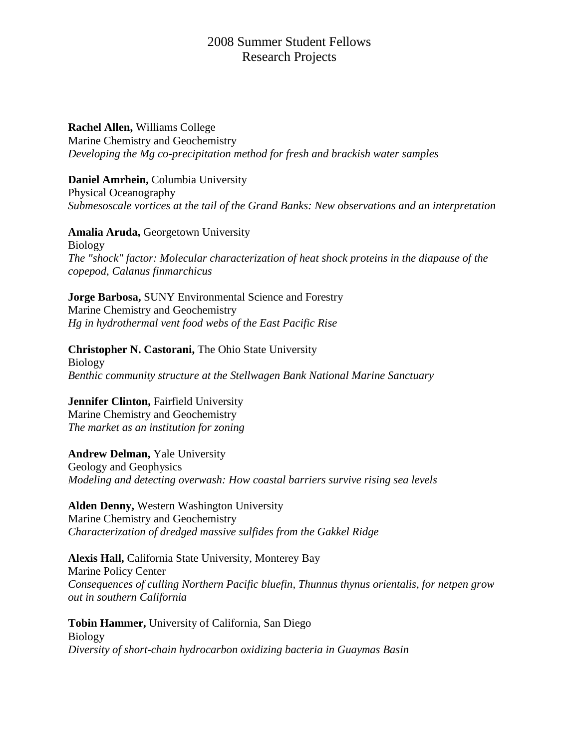# 2008 Summer Student Fellows
# Research Projects

**Rachel Allen,** Williams College
Marine Chemistry and Geochemistry
*Developing the Mg co-precipitation method for fresh and brackish water samples*

**Daniel Amrhein,** Columbia University
Physical Oceanography
*Submesoscale vortices at the tail of the Grand Banks: New observations and an interpretation*

**Amalia Aruda,** Georgetown University
Biology
*The "shock" factor: Molecular characterization of heat shock proteins in the diapause of the copepod, Calanus finmarchicus*

**Jorge Barbosa,** SUNY Environmental Science and Forestry
Marine Chemistry and Geochemistry
*Hg in hydrothermal vent food webs of the East Pacific Rise*

**Christopher N. Castorani,** The Ohio State University
Biology
*Benthic community structure at the Stellwagen Bank National Marine Sanctuary*

**Jennifer Clinton,** Fairfield University
Marine Chemistry and Geochemistry
*The market as an institution for zoning*

**Andrew Delman,** Yale University
Geology and Geophysics
*Modeling and detecting overwash: How coastal barriers survive rising sea levels*

**Alden Denny,** Western Washington University
Marine Chemistry and Geochemistry
*Characterization of dredged massive sulfides from the Gakkel Ridge*

**Alexis Hall,** California State University, Monterey Bay
Marine Policy Center
*Consequences of culling Northern Pacific bluefin, Thunnus thynus orientalis, for netpen grow out in southern California*

**Tobin Hammer,** University of California, San Diego
Biology
*Diversity of short-chain hydrocarbon oxidizing bacteria in Guaymas Basin*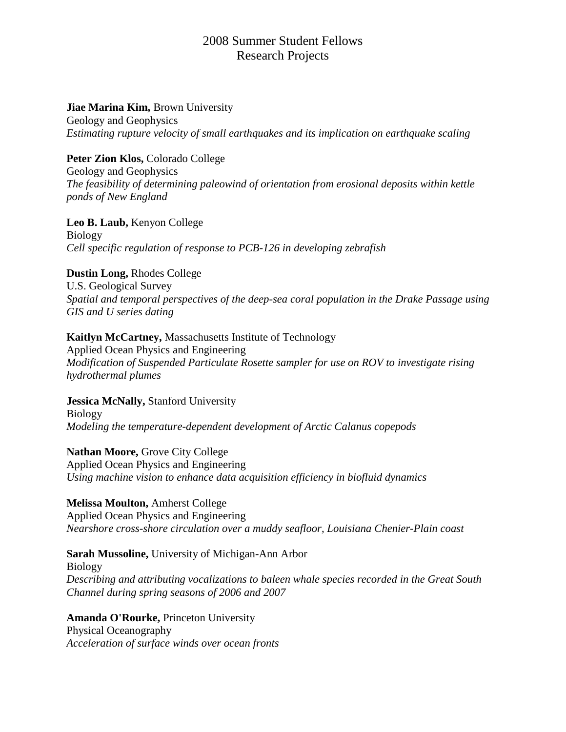# 2008 Summer Student Fellows
# Research Projects

**Jiae Marina Kim,** Brown University
Geology and Geophysics
*Estimating rupture velocity of small earthquakes and its implication on earthquake scaling*

**Peter Zion Klos,** Colorado College
Geology and Geophysics
*The feasibility of determining paleowind of orientation from erosional deposits within kettle ponds of New England*

**Leo B. Laub,** Kenyon College
Biology
*Cell specific regulation of response to PCB-126 in developing zebrafish*

**Dustin Long,** Rhodes College
U.S. Geological Survey
*Spatial and temporal perspectives of the deep-sea coral population in the Drake Passage using GIS and U series dating*

**Kaitlyn McCartney,** Massachusetts Institute of Technology
Applied Ocean Physics and Engineering
*Modification of Suspended Particulate Rosette sampler for use on ROV to investigate rising hydrothermal plumes*

**Jessica McNally,** Stanford University
Biology
*Modeling the temperature-dependent development of Arctic Calanus copepods*

**Nathan Moore,** Grove City College
Applied Ocean Physics and Engineering
*Using machine vision to enhance data acquisition efficiency in biofluid dynamics*

**Melissa Moulton,** Amherst College
Applied Ocean Physics and Engineering
*Nearshore cross-shore circulation over a muddy seafloor, Louisiana Chenier-Plain coast*

**Sarah Mussoline,** University of Michigan-Ann Arbor
Biology
*Describing and attributing vocalizations to baleen whale species recorded in the Great South Channel during spring seasons of 2006 and 2007*

**Amanda O'Rourke,** Princeton University
Physical Oceanography
*Acceleration of surface winds over ocean fronts*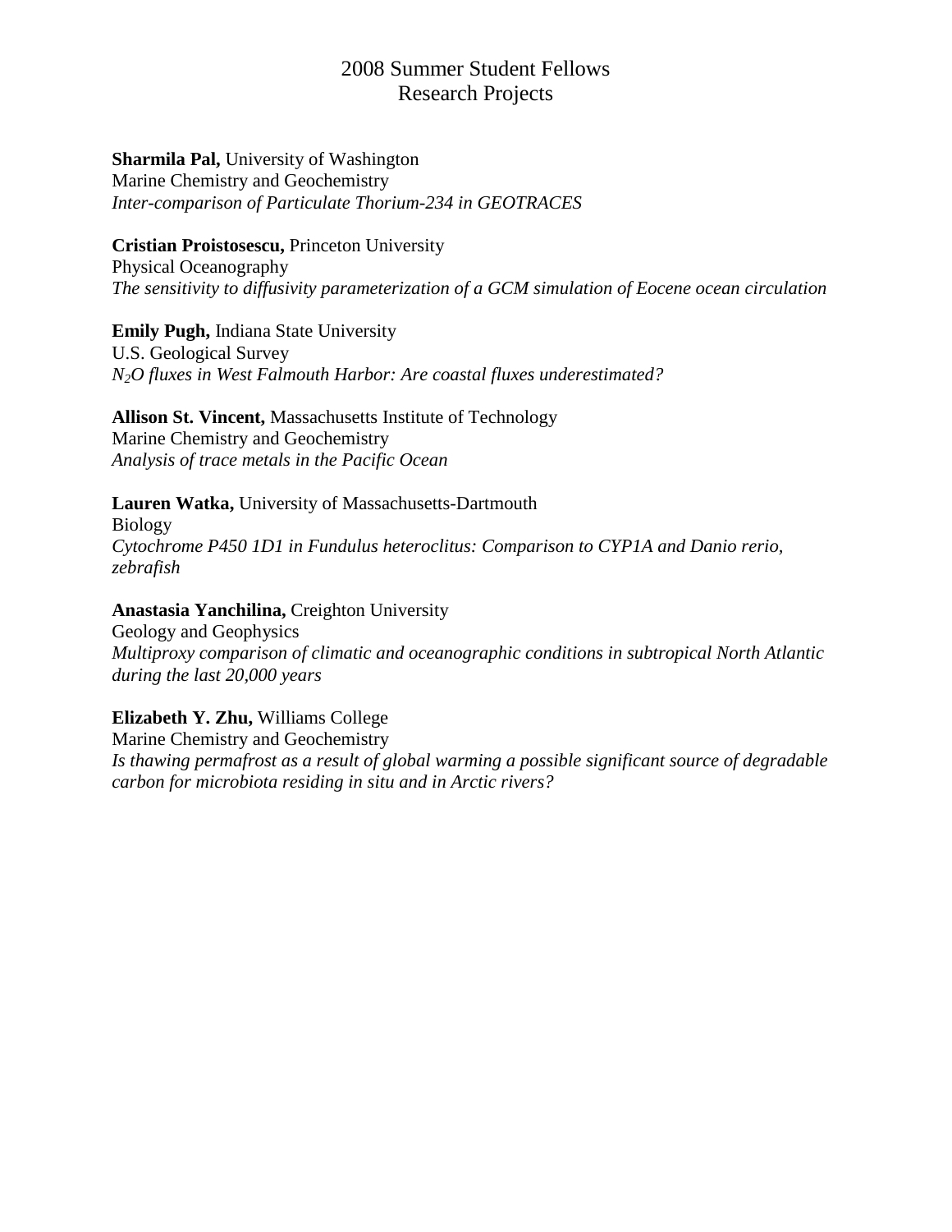# 2008 Summer Student Fellows
## Research Projects

**Sharmila Pal,** University of Washington
Marine Chemistry and Geochemistry
*Inter-comparison of Particulate Thorium-234 in GEOTRACES*

**Cristian Proistosescu,** Princeton University
Physical Oceanography
*The sensitivity to diffusivity parameterization of a GCM simulation of Eocene ocean circulation*

**Emily Pugh,** Indiana State University
U.S. Geological Survey
*$N_2O$ fluxes in West Falmouth Harbor: Are coastal fluxes underestimated?*

**Allison St. Vincent,** Massachusetts Institute of Technology
Marine Chemistry and Geochemistry
*Analysis of trace metals in the Pacific Ocean*

**Lauren Watka,** University of Massachusetts-Dartmouth
Biology
*Cytochrome P450 1D1 in Fundulus heteroclitus: Comparison to CYP1A and Danio rerio, zebrafish*

**Anastasia Yanchilina,** Creighton University
Geology and Geophysics
*Multiproxy comparison of climatic and oceanographic conditions in subtropical North Atlantic during the last 20,000 years*

**Elizabeth Y. Zhu,** Williams College
Marine Chemistry and Geochemistry
*Is thawing permafrost as a result of global warming a possible significant source of degradable carbon for microbiota residing in situ and in Arctic rivers?*